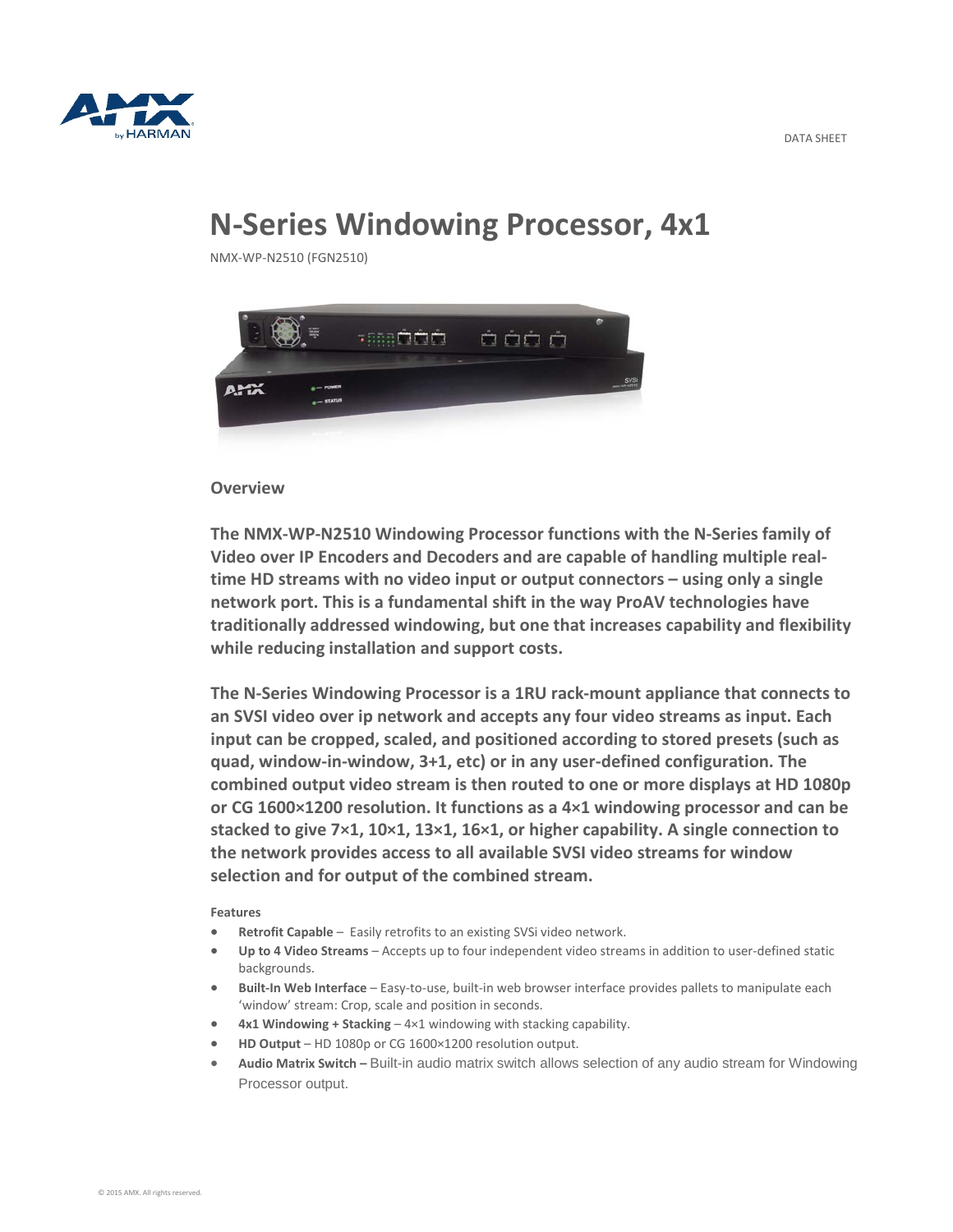DATA SHEET

# N-Series Windowing Processor, 4x1

NMX-WP-N2510 (FGN2510)

## Overview

**The NMX-WP-N2510 Windowing Processor functions with the N-Series family of Video over IP Encoders and Decoders and are capable of handling multiple real-time HD streams with no video input or output connectors – using only a single network port. This is a fundamental shift in the way ProAV technologies have traditionally addressed windowing, but one that increases capability and flexibility while reducing installation and support costs.**

**The N-Series Windowing Processor is a 1RU rack-mount appliance that connects to an SVSI video over ip network and accepts any four video streams as input. Each input can be cropped, scaled, and positioned according to stored presets (such as quad, window-in-window, 3+1, etc) or in any user-defined configuration. The combined output video stream is then routed to one or more displays at HD 1080p or CG 1600×1200 resolution. It functions as a 4×1 windowing processor and can be stacked to give 7×1, 10×1, 13×1, 16×1, or higher capability. A single connection to the network provides access to all available SVSI video streams for window selection and for output of the combined stream.**

**Features**

- **Retrofit Capable** – Easily retrofits to an existing SVSi video network.
- **Up to 4 Video Streams** – Accepts up to four independent video streams in addition to user-defined static backgrounds.
- **Built-In Web Interface** – Easy-to-use, built-in web browser interface provides pallets to manipulate each 'window' stream: Crop, scale and position in seconds.
- **4x1 Windowing + Stacking** – 4×1 windowing with stacking capability.
- **HD Output** – HD 1080p or CG 1600×1200 resolution output.
- **Audio Matrix Switch –** Built-in audio matrix switch allows selection of any audio stream for Windowing Processor output.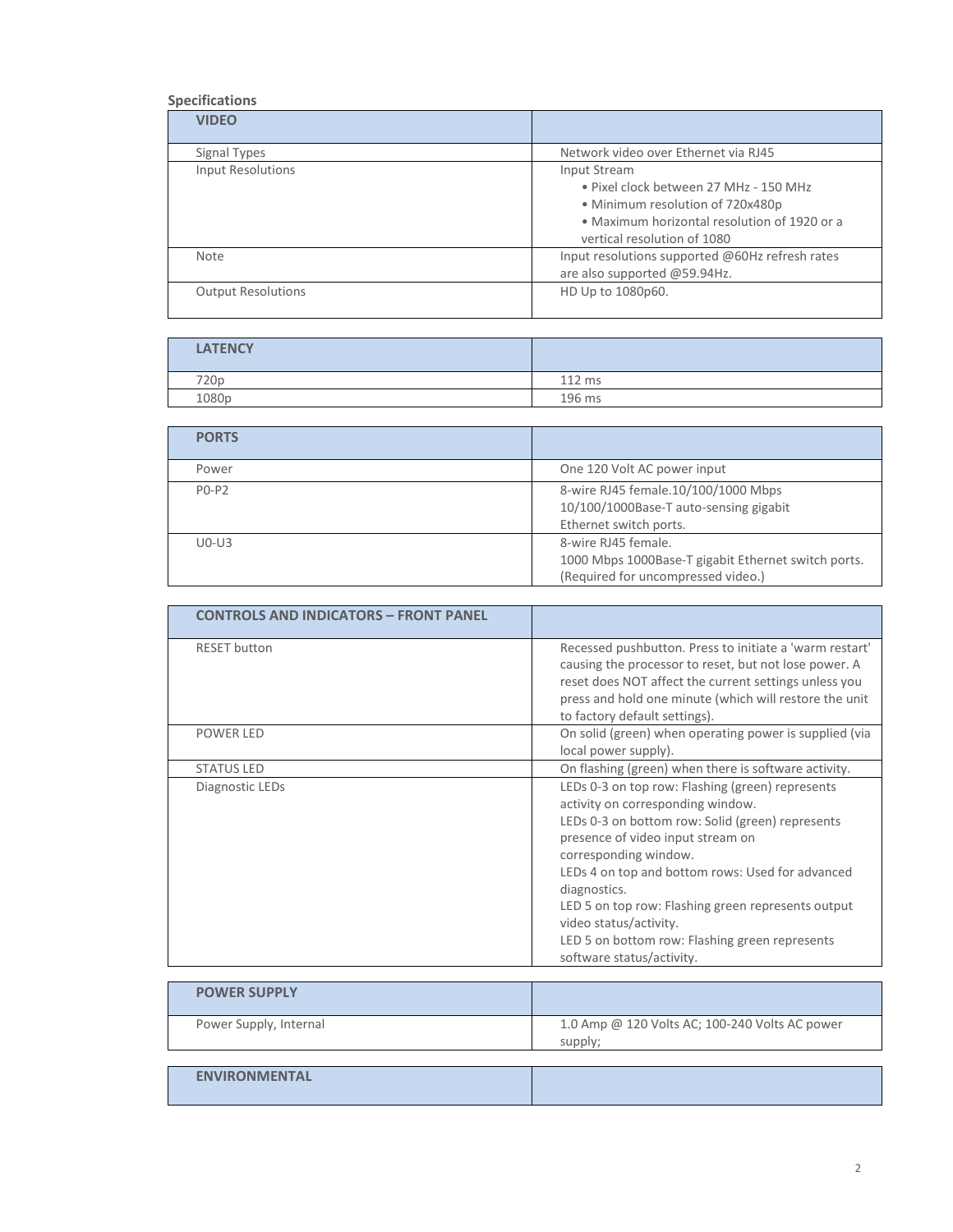**Specifications**

| VIDEO | |
|---|---|
| Signal Types | Network video over Ethernet via RJ45 |
| Input Resolutions | Input Stream<br>• Pixel clock between 27 MHz - 150 MHz<br>• Minimum resolution of 720x480p<br>• Maximum horizontal resolution of 1920 or a vertical resolution of 1080 |
| Note | Input resolutions supported @60Hz refresh rates are also supported @59.94Hz. |
| Output Resolutions | HD Up to 1080p60. |

| LATENCY | |
|---|---|
| 720p | 112 ms |
| 1080p | 196 ms |

| PORTS | |
|---|---|
| Power | One 120 Volt AC power input |
| P0-P2 | 8-wire RJ45 female.10/100/1000 Mbps 10/100/1000Base-T auto-sensing gigabit Ethernet switch ports. |
| U0-U3 | 8-wire RJ45 female.<br>1000 Mbps 1000Base-T gigabit Ethernet switch ports. (Required for uncompressed video.) |

| CONTROLS AND INDICATORS – FRONT PANEL | |
|---|---|
| RESET button | Recessed pushbutton. Press to initiate a 'warm restart' causing the processor to reset, but not lose power. A reset does NOT affect the current settings unless you press and hold one minute (which will restore the unit to factory default settings). |
| POWER LED | On solid (green) when operating power is supplied (via local power supply). |
| STATUS LED | On flashing (green) when there is software activity. |
| Diagnostic LEDs | LEDs 0-3 on top row: Flashing (green) represents activity on corresponding window.<br>LEDs 0-3 on bottom row: Solid (green) represents presence of video input stream on corresponding window.<br>LEDs 4 on top and bottom rows: Used for advanced diagnostics.<br>LED 5 on top row: Flashing green represents output video status/activity.<br>LED 5 on bottom row: Flashing green represents software status/activity. |

| POWER SUPPLY | |
|---|---|
| Power Supply, Internal | 1.0 Amp @ 120 Volts AC; 100-240 Volts AC power supply; |

| ENVIRONMENTAL | |
|---|---|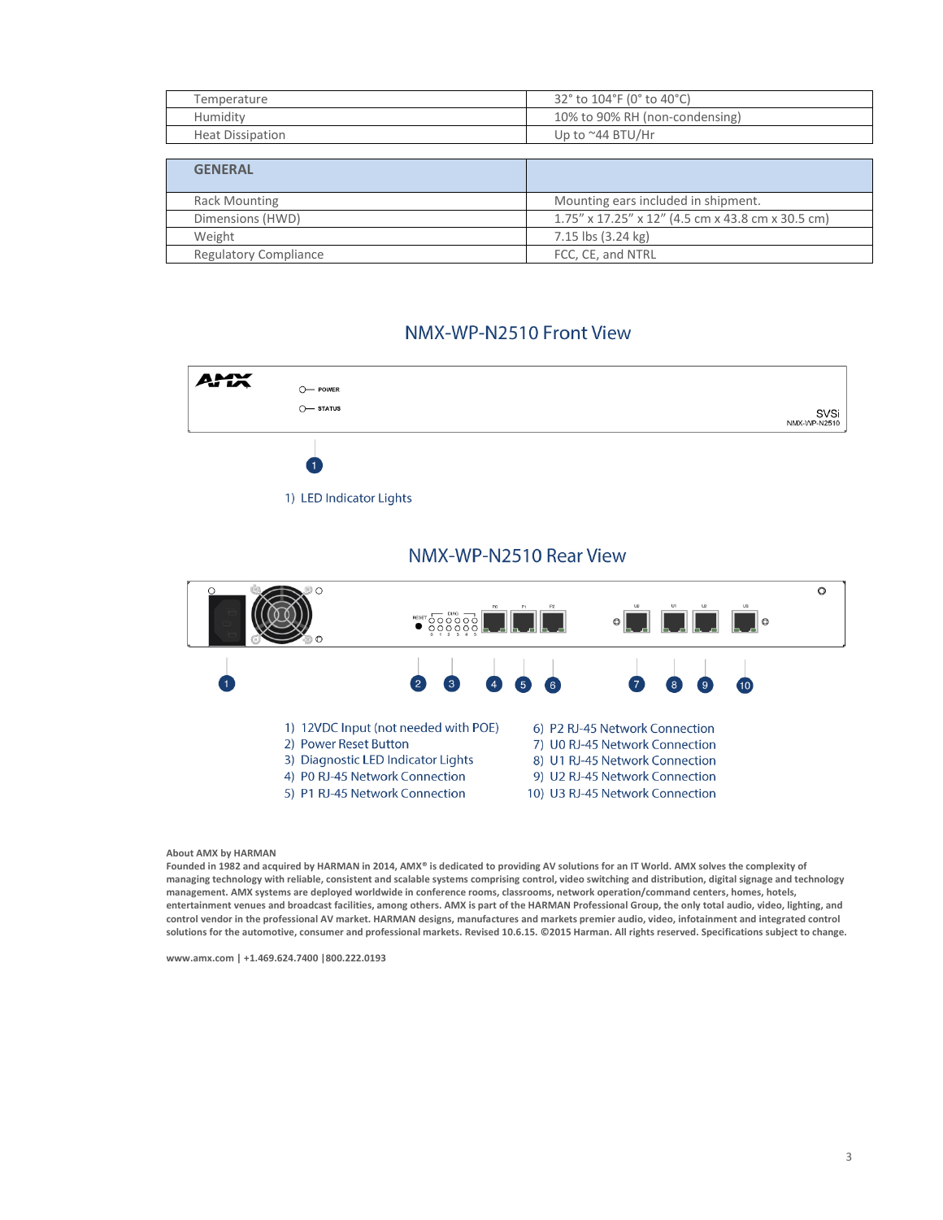| | |
|---|---|
| Temperature | 32° to 104°F (0° to 40°C) |
| Humidity | 10% to 90% RH (non-condensing) |
| Heat Dissipation | Up to ~44 BTU/Hr |

| GENERAL | |
|---|---|
| Rack Mounting | Mounting ears included in shipment. |
| Dimensions (HWD) | 1.75" x 17.25" x 12" (4.5 cm x 43.8 cm x 30.5 cm) |
| Weight | 7.15 lbs (3.24 kg) |
| Regulatory Compliance | FCC, CE, and NTRL |

## NMX-WP-N2510 Front View

1) LED Indicator Lights

## NMX-WP-N2510 Rear View

1) 12VDC Input (not needed with POE)
2) Power Reset Button
3) Diagnostic LED Indicator Lights
4) P0 RJ-45 Network Connection
5) P1 RJ-45 Network Connection
6) P2 RJ-45 Network Connection
7) U0 RJ-45 Network Connection
8) U1 RJ-45 Network Connection
9) U2 RJ-45 Network Connection
10) U3 RJ-45 Network Connection

**About AMX by HARMAN**

**Founded in 1982 and acquired by HARMAN in 2014, AMX® is dedicated to providing AV solutions for an IT World. AMX solves the complexity of managing technology with reliable, consistent and scalable systems comprising control, video switching and distribution, digital signage and technology management. AMX systems are deployed worldwide in conference rooms, classrooms, network operation/command centers, homes, hotels, entertainment venues and broadcast facilities, among others. AMX is part of the HARMAN Professional Group, the only total audio, video, lighting, and control vendor in the professional AV market. HARMAN designs, manufactures and markets premier audio, video, infotainment and integrated control solutions for the automotive, consumer and professional markets. Revised 10.6.15. ©2015 Harman. All rights reserved. Specifications subject to change.**

**www.amx.com | +1.469.624.7400 |800.222.0193**